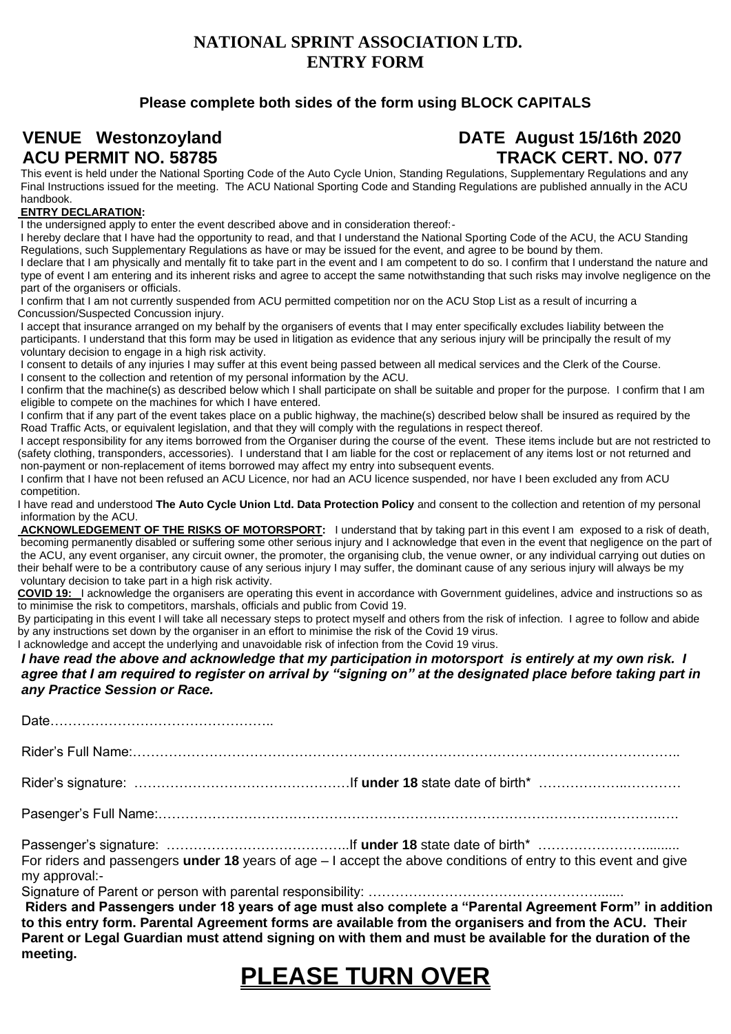# NATIONAL SPRINT ASSOCIATION LTD.
# ENTRY FORM

**Please complete both sides of the form using BLOCK CAPITALS**

**VENUE Westonzoyland** **DATE August 15/16th 2020**
**ACU PERMIT NO. 58785** **TRACK CERT. NO. 077**

This event is held under the National Sporting Code of the Auto Cycle Union, Standing Regulations, Supplementary Regulations and any Final Instructions issued for the meeting. The ACU National Sporting Code and Standing Regulations are published annually in the ACU handbook.

**ENTRY DECLARATION:**

I the undersigned apply to enter the event described above and in consideration thereof:-

I hereby declare that I have had the opportunity to read, and that I understand the National Sporting Code of the ACU, the ACU Standing Regulations, such Supplementary Regulations as have or may be issued for the event, and agree to be bound by them.

I declare that I am physically and mentally fit to take part in the event and I am competent to do so. I confirm that I understand the nature and type of event I am entering and its inherent risks and agree to accept the same notwithstanding that such risks may involve negligence on the part of the organisers or officials.

I confirm that I am not currently suspended from ACU permitted competition nor on the ACU Stop List as a result of incurring a Concussion/Suspected Concussion injury.

I accept that insurance arranged on my behalf by the organisers of events that I may enter specifically excludes liability between the participants. I understand that this form may be used in litigation as evidence that any serious injury will be principally the result of my voluntary decision to engage in a high risk activity.

I consent to details of any injuries I may suffer at this event being passed between all medical services and the Clerk of the Course.

I consent to the collection and retention of my personal information by the ACU.

I confirm that the machine(s) as described below which I shall participate on shall be suitable and proper for the purpose. I confirm that I am eligible to compete on the machines for which I have entered.

I confirm that if any part of the event takes place on a public highway, the machine(s) described below shall be insured as required by the Road Traffic Acts, or equivalent legislation, and that they will comply with the regulations in respect thereof.

I accept responsibility for any items borrowed from the Organiser during the course of the event. These items include but are not restricted to (safety clothing, transponders, accessories). I understand that I am liable for the cost or replacement of any items lost or not returned and non-payment or non-replacement of items borrowed may affect my entry into subsequent events.

I confirm that I have not been refused an ACU Licence, nor had an ACU licence suspended, nor have I been excluded any from ACU competition.

I have read and understood **The Auto Cycle Union Ltd. Data Protection Policy** and consent to the collection and retention of my personal information by the ACU.

**ACKNOWLEDGEMENT OF THE RISKS OF MOTORSPORT:** I understand that by taking part in this event I am exposed to a risk of death, becoming permanently disabled or suffering some other serious injury and I acknowledge that even in the event that negligence on the part of the ACU, any event organiser, any circuit owner, the promoter, the organising club, the venue owner, or any individual carrying out duties on their behalf were to be a contributory cause of any serious injury I may suffer, the dominant cause of any serious injury will always be my voluntary decision to take part in a high risk activity.

**COVID 19:** I acknowledge the organisers are operating this event in accordance with Government guidelines, advice and instructions so as to minimise the risk to competitors, marshals, officials and public from Covid 19.

By participating in this event I will take all necessary steps to protect myself and others from the risk of infection. I agree to follow and abide by any instructions set down by the organiser in an effort to minimise the risk of the Covid 19 virus.

I acknowledge and accept the underlying and unavoidable risk of infection from the Covid 19 virus.

***I have read the above and acknowledge that my participation in motorsport is entirely at my own risk. I agree that I am required to register on arrival by "signing on" at the designated place before taking part in any Practice Session or Race.***

Date…………………………………………..

Rider's Full Name:…………………………………………………………………………………………………………..

Rider's signature: …………………………………………If **under 18** state date of birth* ……………………………

Pasenger's Full Name:……………………………………………………………………………………………………….

Passenger's signature: …………………………………..If **under 18** state date of birth* …………………………

For riders and passengers **under 18** years of age – I accept the above conditions of entry to this event and give my approval:-

Signature of Parent or person with parental responsibility: ………………………………………………….

**Riders and Passengers under 18 years of age must also complete a "Parental Agreement Form" in addition to this entry form. Parental Agreement forms are available from the organisers and from the ACU. Their Parent or Legal Guardian must attend signing on with them and must be available for the duration of the meeting.**

# PLEASE TURN OVER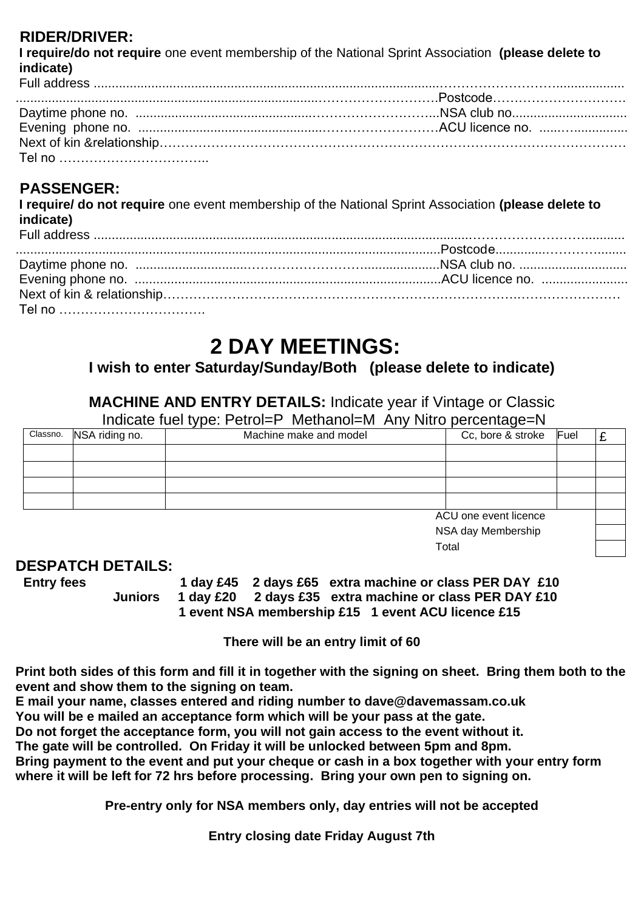## RIDER/DRIVER:

**I require/do not require** one event membership of the National Sprint Association **(please delete to indicate)**

Full address ..........................................................................................................................................

.......................................................................................................................Postcode……………………………

Daytime phone no. ..............................................................................NSA club no................................

Evening phone no. ...............................................................................ACU licence no. ........................

Next of kin &relationship…………………………………………………………………………………………

Tel no ……………………………..

## PASSENGER:

**I require/ do not require** one event membership of the National Sprint Association **(please delete to indicate)**

Full address ..........................................................................................................................................

.......................................................................................................................Postcode.............................

Daytime phone no. ..............................................................................NSA club no. ..............................

Evening phone no. ...............................................................................ACU licence no. ........................

Next of kin & relationship………………………………………………………………………………………

Tel no …………………………….

# 2 DAY MEETINGS:

**I wish to enter Saturday/Sunday/Both (please delete to indicate)**

**MACHINE AND ENTRY DETAILS:** Indicate year if Vintage or Classic

Indicate fuel type: Petrol=P Methanol=M Any Nitro percentage=N

| Classno. | NSA riding no. | Machine make and model | Cc, bore & stroke | Fuel | £ |
|---|---|---|---|---|---|
| | | | | | |
| | | | | | |
| | | | | | |
| | | | | | |
| | | | ACU one event licence | | |
| | | | NSA day Membership | | |
| | | | Total | | |

## DESPATCH DETAILS:

**Entry fees** **1 day £45 2 days £65 extra machine or class PER DAY £10**

**Juniors 1 day £20 2 days £35 extra machine or class PER DAY £10**

**1 event NSA membership £15 1 event ACU licence £15**

**There will be an entry limit of 60**

**Print both sides of this form and fill it in together with the signing on sheet. Bring them both to the event and show them to the signing on team.**
**E mail your name, classes entered and riding number to dave@davemassam.co.uk**
**You will be e mailed an acceptance form which will be your pass at the gate.**
**Do not forget the acceptance form, you will not gain access to the event without it.**
**The gate will be controlled. On Friday it will be unlocked between 5pm and 8pm.**
**Bring payment to the event and put your cheque or cash in a box together with your entry form where it will be left for 72 hrs before processing. Bring your own pen to signing on.**

**Pre-entry only for NSA members only, day entries will not be accepted**

**Entry closing date Friday August 7th**